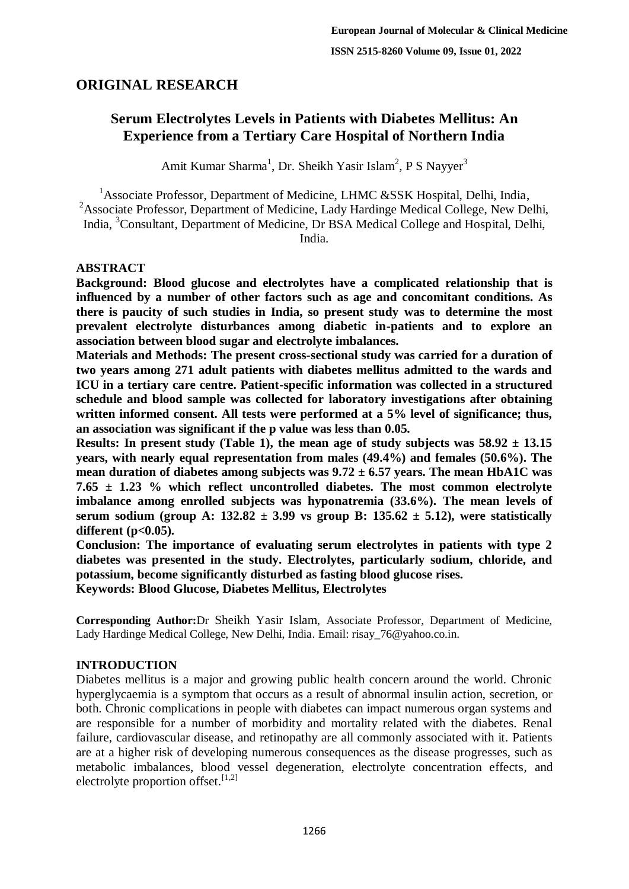## ORIGINAL RESEARCH

# Serum Electrolytes Levels in Patients with Diabetes Mellitus: An Experience from a Tertiary Care Hospital of Northern India

Amit Kumar Sharma[1], Dr. Sheikh Yasir Islam[2], P S Nayyer[3]

[1]Associate Professor, Department of Medicine, LHMC &SSK Hospital, Delhi, India, [2]Associate Professor, Department of Medicine, Lady Hardinge Medical College, New Delhi, India, [3]Consultant, Department of Medicine, Dr BSA Medical College and Hospital, Delhi, India.

### ABSTRACT

**Background: Blood glucose and electrolytes have a complicated relationship that is influenced by a number of other factors such as age and concomitant conditions. As there is paucity of such studies in India, so present study was to determine the most prevalent electrolyte disturbances among diabetic in-patients and to explore an association between blood sugar and electrolyte imbalances.**

**Materials and Methods: The present cross-sectional study was carried for a duration of two years among 271 adult patients with diabetes mellitus admitted to the wards and ICU in a tertiary care centre. Patient-specific information was collected in a structured schedule and blood sample was collected for laboratory investigations after obtaining written informed consent. All tests were performed at a 5% level of significance; thus, an association was significant if the p value was less than 0.05.**

**Results: In present study (Table 1), the mean age of study subjects was 58.92 ± 13.15 years, with nearly equal representation from males (49.4%) and females (50.6%). The mean duration of diabetes among subjects was 9.72 ± 6.57 years. The mean HbA1C was 7.65 ± 1.23 % which reflect uncontrolled diabetes. The most common electrolyte imbalance among enrolled subjects was hyponatremia (33.6%). The mean levels of serum sodium (group A: 132.82 ± 3.99 vs group B: 135.62 ± 5.12), were statistically different ($p<0.05$).**

**Conclusion: The importance of evaluating serum electrolytes in patients with type 2 diabetes was presented in the study. Electrolytes, particularly sodium, chloride, and potassium, become significantly disturbed as fasting blood glucose rises.**

**Keywords: Blood Glucose, Diabetes Mellitus, Electrolytes**

**Corresponding Author:** Dr Sheikh Yasir Islam, Associate Professor, Department of Medicine, Lady Hardinge Medical College, New Delhi, India. Email: risay_76@yahoo.co.in.

### INTRODUCTION

Diabetes mellitus is a major and growing public health concern around the world. Chronic hyperglycaemia is a symptom that occurs as a result of abnormal insulin action, secretion, or both. Chronic complications in people with diabetes can impact numerous organ systems and are responsible for a number of morbidity and mortality related with the diabetes. Renal failure, cardiovascular disease, and retinopathy are all commonly associated with it. Patients are at a higher risk of developing numerous consequences as the disease progresses, such as metabolic imbalances, blood vessel degeneration, electrolyte concentration effects, and electrolyte proportion offset.[1,2]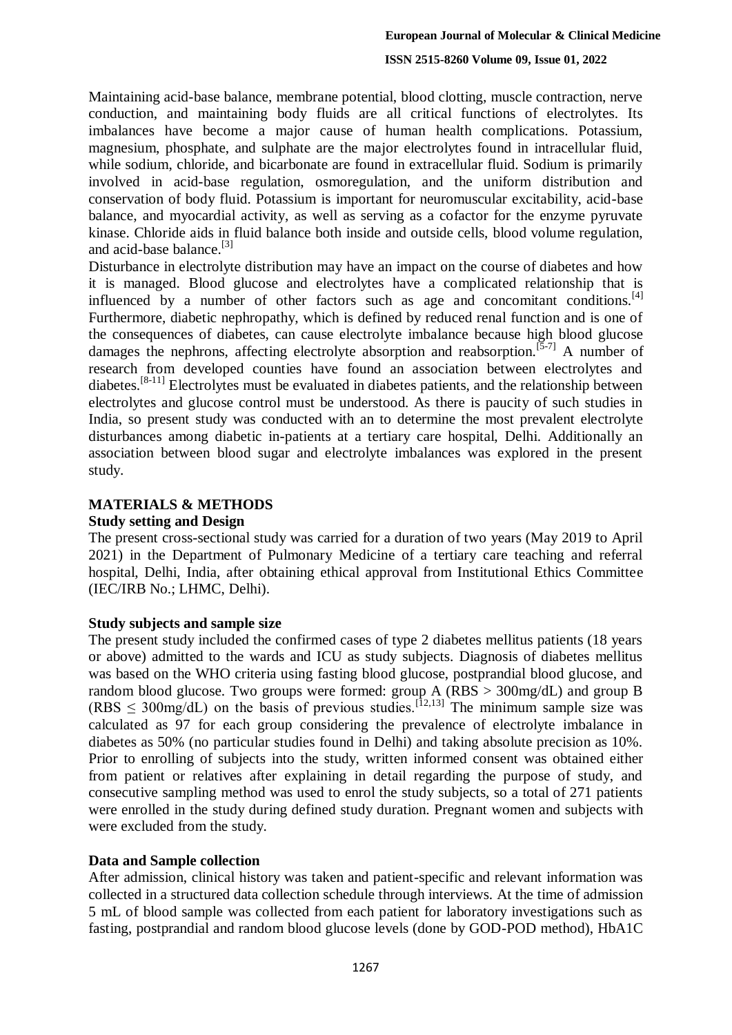Maintaining acid-base balance, membrane potential, blood clotting, muscle contraction, nerve conduction, and maintaining body fluids are all critical functions of electrolytes. Its imbalances have become a major cause of human health complications. Potassium, magnesium, phosphate, and sulphate are the major electrolytes found in intracellular fluid, while sodium, chloride, and bicarbonate are found in extracellular fluid. Sodium is primarily involved in acid-base regulation, osmoregulation, and the uniform distribution and conservation of body fluid. Potassium is important for neuromuscular excitability, acid-base balance, and myocardial activity, as well as serving as a cofactor for the enzyme pyruvate kinase. Chloride aids in fluid balance both inside and outside cells, blood volume regulation, and acid-base balance.[3]

Disturbance in electrolyte distribution may have an impact on the course of diabetes and how it is managed. Blood glucose and electrolytes have a complicated relationship that is influenced by a number of other factors such as age and concomitant conditions.[4] Furthermore, diabetic nephropathy, which is defined by reduced renal function and is one of the consequences of diabetes, can cause electrolyte imbalance because high blood glucose damages the nephrons, affecting electrolyte absorption and reabsorption.[5-7] A number of research from developed counties have found an association between electrolytes and diabetes.[8-11] Electrolytes must be evaluated in diabetes patients, and the relationship between electrolytes and glucose control must be understood. As there is paucity of such studies in India, so present study was conducted with an to determine the most prevalent electrolyte disturbances among diabetic in-patients at a tertiary care hospital, Delhi. Additionally an association between blood sugar and electrolyte imbalances was explored in the present study.

## MATERIALS & METHODS

### Study setting and Design

The present cross-sectional study was carried for a duration of two years (May 2019 to April 2021) in the Department of Pulmonary Medicine of a tertiary care teaching and referral hospital, Delhi, India, after obtaining ethical approval from Institutional Ethics Committee (IEC/IRB No.; LHMC, Delhi).

### Study subjects and sample size

The present study included the confirmed cases of type 2 diabetes mellitus patients (18 years or above) admitted to the wards and ICU as study subjects. Diagnosis of diabetes mellitus was based on the WHO criteria using fasting blood glucose, postprandial blood glucose, and random blood glucose. Two groups were formed: group A (RBS > 300mg/dL) and group B (RBS ≤ 300mg/dL) on the basis of previous studies.[12,13] The minimum sample size was calculated as 97 for each group considering the prevalence of electrolyte imbalance in diabetes as 50% (no particular studies found in Delhi) and taking absolute precision as 10%. Prior to enrolling of subjects into the study, written informed consent was obtained either from patient or relatives after explaining in detail regarding the purpose of study, and consecutive sampling method was used to enrol the study subjects, so a total of 271 patients were enrolled in the study during defined study duration. Pregnant women and subjects with were excluded from the study.

### Data and Sample collection

After admission, clinical history was taken and patient-specific and relevant information was collected in a structured data collection schedule through interviews. At the time of admission 5 mL of blood sample was collected from each patient for laboratory investigations such as fasting, postprandial and random blood glucose levels (done by GOD-POD method), HbA1C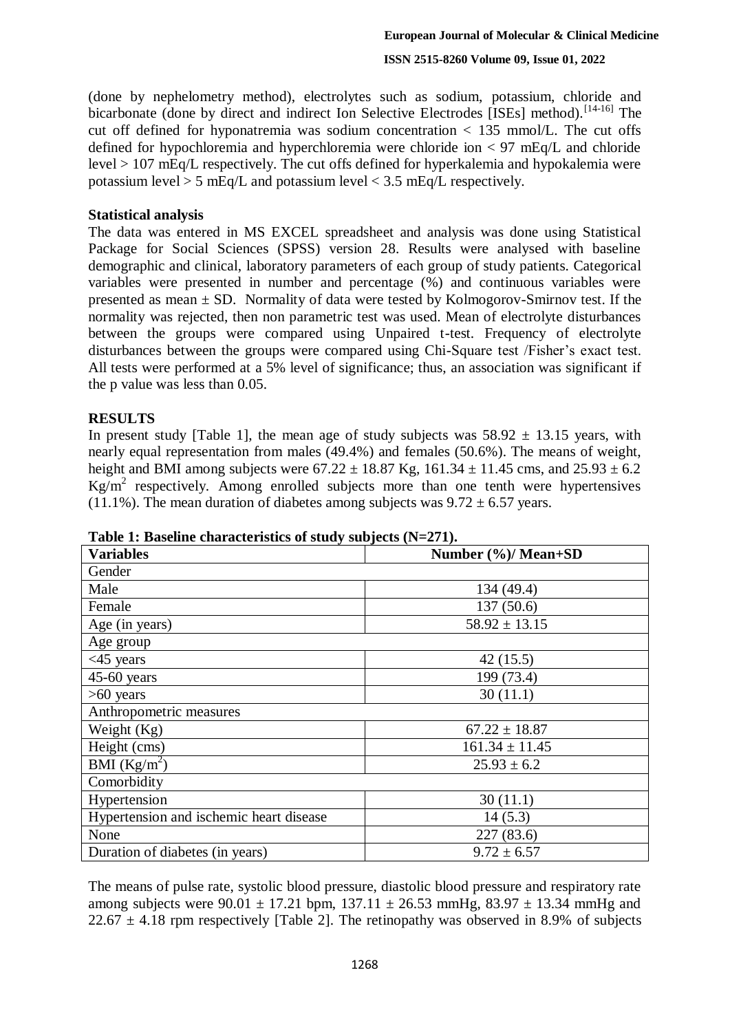(done by nephelometry method), electrolytes such as sodium, potassium, chloride and bicarbonate (done by direct and indirect Ion Selective Electrodes [ISEs] method).[14-16] The cut off defined for hyponatremia was sodium concentration < 135 mmol/L. The cut offs defined for hypochloremia and hyperchloremia were chloride ion < 97 mEq/L and chloride level > 107 mEq/L respectively. The cut offs defined for hyperkalemia and hypokalemia were potassium level > 5 mEq/L and potassium level < 3.5 mEq/L respectively.

### Statistical analysis

The data was entered in MS EXCEL spreadsheet and analysis was done using Statistical Package for Social Sciences (SPSS) version 28. Results were analysed with baseline demographic and clinical, laboratory parameters of each group of study patients. Categorical variables were presented in number and percentage (%) and continuous variables were presented as mean ± SD. Normality of data were tested by Kolmogorov-Smirnov test. If the normality was rejected, then non parametric test was used. Mean of electrolyte disturbances between the groups were compared using Unpaired t-test. Frequency of electrolyte disturbances between the groups were compared using Chi-Square test /Fisher's exact test. All tests were performed at a 5% level of significance; thus, an association was significant if the p value was less than 0.05.

## RESULTS

In present study [Table 1], the mean age of study subjects was 58.92 ± 13.15 years, with nearly equal representation from males (49.4%) and females (50.6%). The means of weight, height and BMI among subjects were 67.22 ± 18.87 Kg, 161.34 ± 11.45 cms, and 25.93 ± 6.2 $Kg/m^2$ respectively. Among enrolled subjects more than one tenth were hypertensives (11.1%). The mean duration of diabetes among subjects was 9.72 ± 6.57 years.

**Table 1: Baseline characteristics of study subjects (N=271).**

| Variables | Number (%)/ Mean+SD |
|---|---|
| Gender | |
| Male | 134 (49.4) |
| Female | 137 (50.6) |
| Age (in years) | 58.92 ± 13.15 |
| Age group | |
| <45 years | 42 (15.5) |
| 45-60 years | 199 (73.4) |
| >60 years | 30 (11.1) |
| Anthropometric measures | |
| Weight (Kg) | 67.22 ± 18.87 |
| Height (cms) | 161.34 ± 11.45 |
| BMI ($Kg/m^2$) | 25.93 ± 6.2 |
| Comorbidity | |
| Hypertension | 30 (11.1) |
| Hypertension and ischemic heart disease | 14 (5.3) |
| None | 227 (83.6) |
| Duration of diabetes (in years) | 9.72 ± 6.57 |

The means of pulse rate, systolic blood pressure, diastolic blood pressure and respiratory rate among subjects were 90.01 ± 17.21 bpm, 137.11 ± 26.53 mmHg, 83.97 ± 13.34 mmHg and 22.67 ± 4.18 rpm respectively [Table 2]. The retinopathy was observed in 8.9% of subjects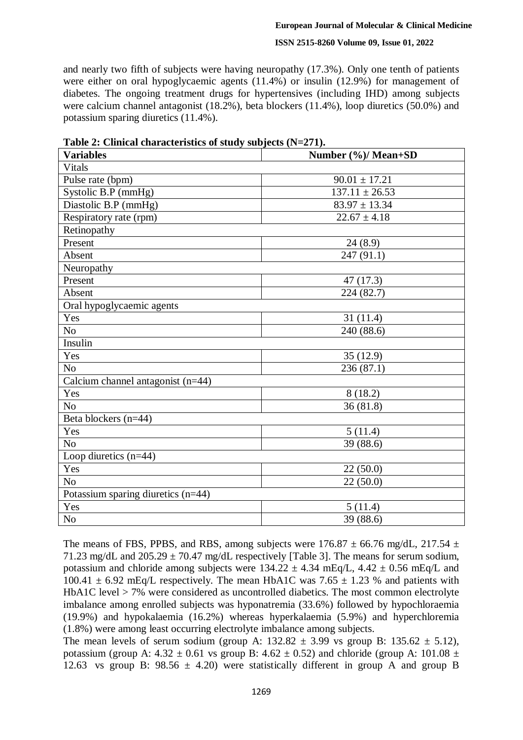and nearly two fifth of subjects were having neuropathy (17.3%). Only one tenth of patients were either on oral hypoglycaemic agents (11.4%) or insulin (12.9%) for management of diabetes. The ongoing treatment drugs for hypertensives (including IHD) among subjects were calcium channel antagonist (18.2%), beta blockers (11.4%), loop diuretics (50.0%) and potassium sparing diuretics (11.4%).

**Table 2: Clinical characteristics of study subjects (N=271).**

| Variables | Number (%)/ Mean+SD |
|---|---|
| Vitals | |
| Pulse rate (bpm) | 90.01 ± 17.21 |
| Systolic B.P (mmHg) | 137.11 ± 26.53 |
| Diastolic B.P (mmHg) | 83.97 ± 13.34 |
| Respiratory rate (rpm) | 22.67 ± 4.18 |
| Retinopathy | |
| Present | 24 (8.9) |
| Absent | 247 (91.1) |
| Neuropathy | |
| Present | 47 (17.3) |
| Absent | 224 (82.7) |
| Oral hypoglycaemic agents | |
| Yes | 31 (11.4) |
| No | 240 (88.6) |
| Insulin | |
| Yes | 35 (12.9) |
| No | 236 (87.1) |
| Calcium channel antagonist (n=44) | |
| Yes | 8 (18.2) |
| No | 36 (81.8) |
| Beta blockers (n=44) | |
| Yes | 5 (11.4) |
| No | 39 (88.6) |
| Loop diuretics (n=44) | |
| Yes | 22 (50.0) |
| No | 22 (50.0) |
| Potassium sparing diuretics (n=44) | |
| Yes | 5 (11.4) |
| No | 39 (88.6) |

The means of FBS, PPBS, and RBS, among subjects were 176.87 ± 66.76 mg/dL, 217.54 ± 71.23 mg/dL and 205.29 ± 70.47 mg/dL respectively [Table 3]. The means for serum sodium, potassium and chloride among subjects were 134.22 ± 4.34 mEq/L, 4.42 ± 0.56 mEq/L and 100.41 ± 6.92 mEq/L respectively. The mean HbA1C was 7.65 ± 1.23 % and patients with HbA1C level > 7% were considered as uncontrolled diabetics. The most common electrolyte imbalance among enrolled subjects was hyponatremia (33.6%) followed by hypochloraemia (19.9%) and hypokalaemia (16.2%) whereas hyperkalaemia (5.9%) and hyperchloremia (1.8%) were among least occurring electrolyte imbalance among subjects.

The mean levels of serum sodium (group A: 132.82 ± 3.99 vs group B: 135.62 ± 5.12), potassium (group A: 4.32 ± 0.61 vs group B: 4.62 ± 0.52) and chloride (group A: 101.08 ± 12.63 vs group B: 98.56 ± 4.20) were statistically different in group A and group B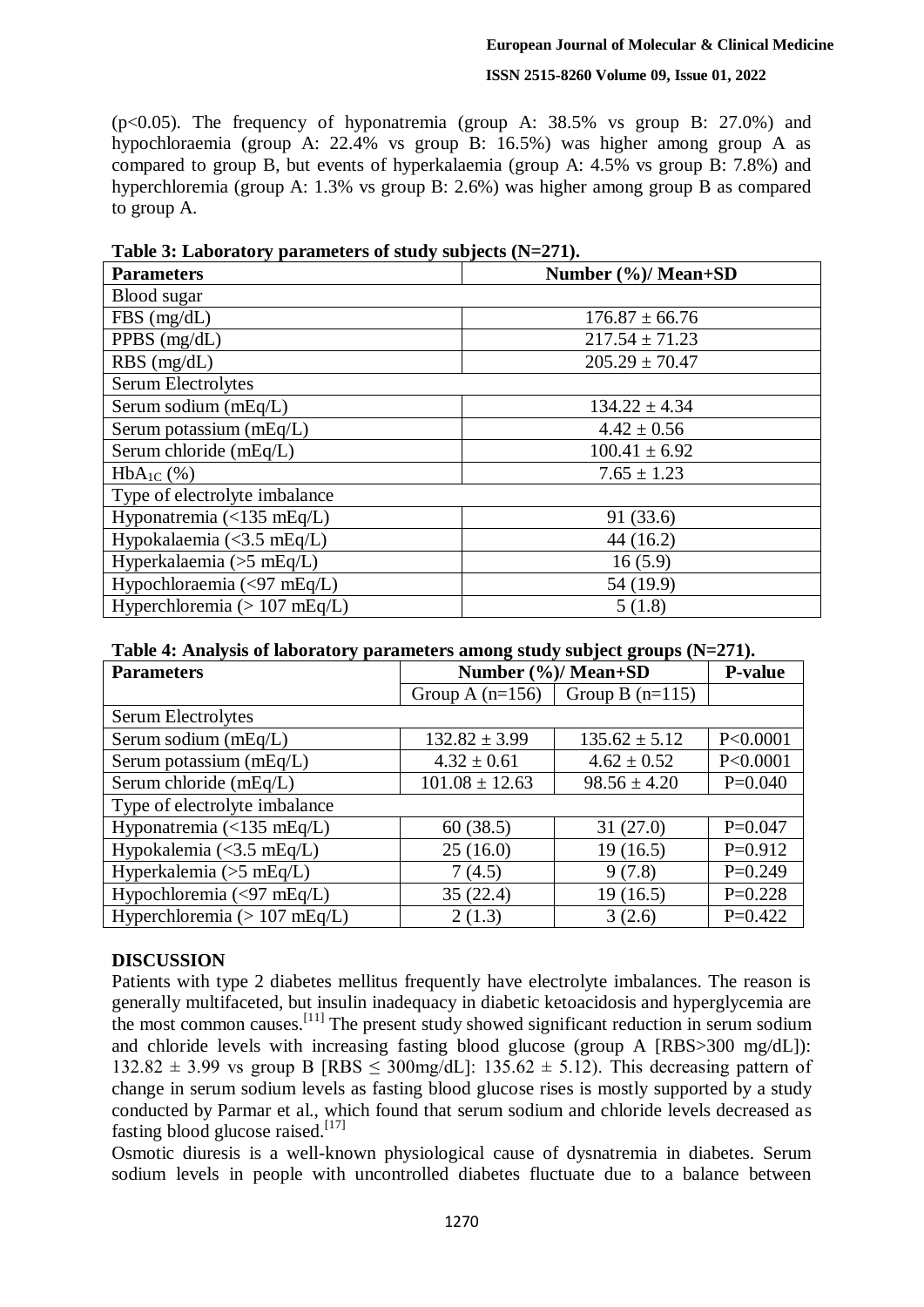($p<0.05$). The frequency of hyponatremia (group A: 38.5% vs group B: 27.0%) and hypochloraemia (group A: 22.4% vs group B: 16.5%) was higher among group A as compared to group B, but events of hyperkalaemia (group A: 4.5% vs group B: 7.8%) and hyperchloremia (group A: 1.3% vs group B: 2.6%) was higher among group B as compared to group A.

**Table 3: Laboratory parameters of study subjects (N=271).**

| Parameters | Number (%)/ Mean+SD |
|---|---|
| Blood sugar | |
| FBS (mg/dL) | 176.87 ± 66.76 |
| PPBS (mg/dL) | 217.54 ± 71.23 |
| RBS (mg/dL) | 205.29 ± 70.47 |
| Serum Electrolytes | |
| Serum sodium (mEq/L) | 134.22 ± 4.34 |
| Serum potassium (mEq/L) | 4.42 ± 0.56 |
| Serum chloride (mEq/L) | 100.41 ± 6.92 |
| $HbA_{1C}$ (%) | 7.65 ± 1.23 |
| Type of electrolyte imbalance | |
| Hyponatremia (<135 mEq/L) | 91 (33.6) |
| Hypokalaemia (<3.5 mEq/L) | 44 (16.2) |
| Hyperkalaemia (>5 mEq/L) | 16 (5.9) |
| Hypochloraemia (<97 mEq/L) | 54 (19.9) |
| Hyperchloremia (> 107 mEq/L) | 5 (1.8) |

**Table 4: Analysis of laboratory parameters among study subject groups (N=271).**

| Parameters | Number (%)/ Mean+SD | | P-value |
|---|---|---|---|
| | Group A (n=156) | Group B (n=115) | |
| Serum Electrolytes | | | |
| Serum sodium (mEq/L) | 132.82 ± 3.99 | 135.62 ± 5.12 | P<0.0001 |
| Serum potassium (mEq/L) | 4.32 ± 0.61 | 4.62 ± 0.52 | P<0.0001 |
| Serum chloride (mEq/L) | 101.08 ± 12.63 | 98.56 ± 4.20 | P=0.040 |
| Type of electrolyte imbalance | | | |
| Hyponatremia (<135 mEq/L) | 60 (38.5) | 31 (27.0) | P=0.047 |
| Hypokalemia (<3.5 mEq/L) | 25 (16.0) | 19 (16.5) | P=0.912 |
| Hyperkalemia (>5 mEq/L) | 7 (4.5) | 9 (7.8) | P=0.249 |
| Hypochloremia (<97 mEq/L) | 35 (22.4) | 19 (16.5) | P=0.228 |
| Hyperchloremia (> 107 mEq/L) | 2 (1.3) | 3 (2.6) | P=0.422 |

## DISCUSSION

Patients with type 2 diabetes mellitus frequently have electrolyte imbalances. The reason is generally multifaceted, but insulin inadequacy in diabetic ketoacidosis and hyperglycemia are the most common causes.[11] The present study showed significant reduction in serum sodium and chloride levels with increasing fasting blood glucose (group A [RBS>300 mg/dL]: $132.82 \pm 3.99$ vs group B [RBS $\leq$ 300mg/dL]: $135.62 \pm 5.12$). This decreasing pattern of change in serum sodium levels as fasting blood glucose rises is mostly supported by a study conducted by Parmar et al., which found that serum sodium and chloride levels decreased as fasting blood glucose raised.[17]

Osmotic diuresis is a well-known physiological cause of dysnatremia in diabetes. Serum sodium levels in people with uncontrolled diabetes fluctuate due to a balance between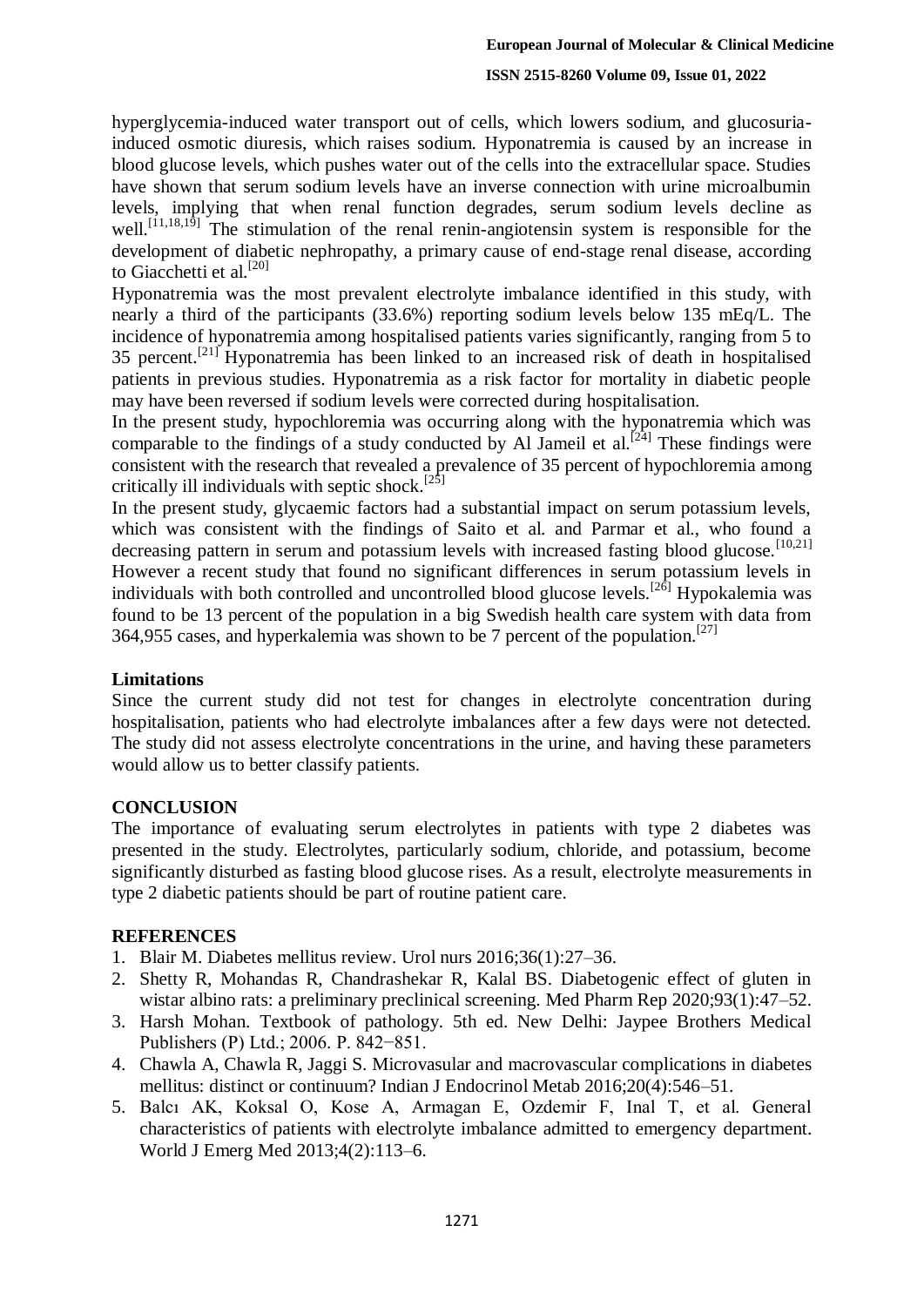hyperglycemia-induced water transport out of cells, which lowers sodium, and glucosuria-induced osmotic diuresis, which raises sodium. Hyponatremia is caused by an increase in blood glucose levels, which pushes water out of the cells into the extracellular space. Studies have shown that serum sodium levels have an inverse connection with urine microalbumin levels, implying that when renal function degrades, serum sodium levels decline as well.[11,18,19] The stimulation of the renal renin-angiotensin system is responsible for the development of diabetic nephropathy, a primary cause of end-stage renal disease, according to Giacchetti et al.[20]

Hyponatremia was the most prevalent electrolyte imbalance identified in this study, with nearly a third of the participants (33.6%) reporting sodium levels below 135 mEq/L. The incidence of hyponatremia among hospitalised patients varies significantly, ranging from 5 to 35 percent.[21] Hyponatremia has been linked to an increased risk of death in hospitalised patients in previous studies. Hyponatremia as a risk factor for mortality in diabetic people may have been reversed if sodium levels were corrected during hospitalisation.

In the present study, hypochloremia was occurring along with the hyponatremia which was comparable to the findings of a study conducted by Al Jameil et al.[24] These findings were consistent with the research that revealed a prevalence of 35 percent of hypochloremia among critically ill individuals with septic shock.[25]

In the present study, glycaemic factors had a substantial impact on serum potassium levels, which was consistent with the findings of Saito et al. and Parmar et al., who found a decreasing pattern in serum and potassium levels with increased fasting blood glucose.[10,21] However a recent study that found no significant differences in serum potassium levels in individuals with both controlled and uncontrolled blood glucose levels.[26] Hypokalemia was found to be 13 percent of the population in a big Swedish health care system with data from 364,955 cases, and hyperkalemia was shown to be 7 percent of the population.[27]

## Limitations

Since the current study did not test for changes in electrolyte concentration during hospitalisation, patients who had electrolyte imbalances after a few days were not detected. The study did not assess electrolyte concentrations in the urine, and having these parameters would allow us to better classify patients.

## CONCLUSION

The importance of evaluating serum electrolytes in patients with type 2 diabetes was presented in the study. Electrolytes, particularly sodium, chloride, and potassium, become significantly disturbed as fasting blood glucose rises. As a result, electrolyte measurements in type 2 diabetic patients should be part of routine patient care.

## REFERENCES

1. Blair M. Diabetes mellitus review. Urol nurs 2016;36(1):27–36.
2. Shetty R, Mohandas R, Chandrashekar R, Kalal BS. Diabetogenic effect of gluten in wistar albino rats: a preliminary preclinical screening. Med Pharm Rep 2020;93(1):47–52.
3. Harsh Mohan. Textbook of pathology. 5th ed. New Delhi: Jaypee Brothers Medical Publishers (P) Ltd.; 2006. P. 842−851.
4. Chawla A, Chawla R, Jaggi S. Microvasular and macrovascular complications in diabetes mellitus: distinct or continuum? Indian J Endocrinol Metab 2016;20(4):546–51.
5. Balcı AK, Koksal O, Kose A, Armagan E, Ozdemir F, Inal T, et al. General characteristics of patients with electrolyte imbalance admitted to emergency department. World J Emerg Med 2013;4(2):113–6.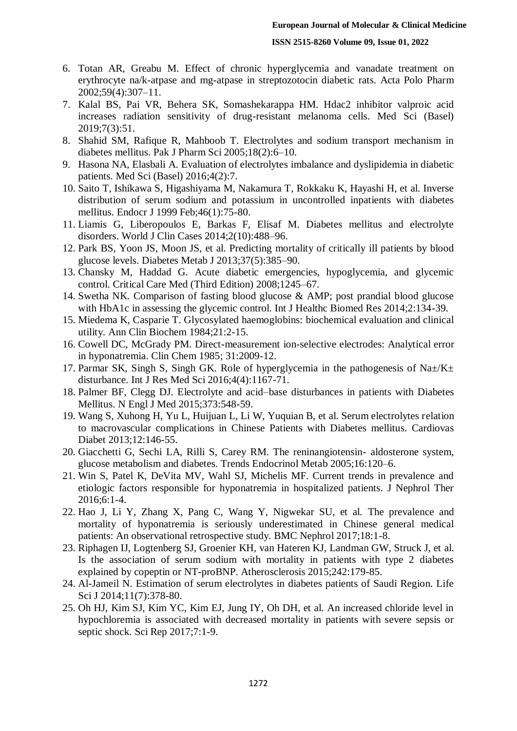6. Totan AR, Greabu M. Effect of chronic hyperglycemia and vanadate treatment on erythrocyte na/k-atpase and mg-atpase in streptozotocin diabetic rats. Acta Polo Pharm 2002;59(4):307–11.
7. Kalal BS, Pai VR, Behera SK, Somashekarappa HM. Hdac2 inhibitor valproic acid increases radiation sensitivity of drug-resistant melanoma cells. Med Sci (Basel) 2019;7(3):51.
8. Shahid SM, Rafique R, Mahboob T. Electrolytes and sodium transport mechanism in diabetes mellitus. Pak J Pharm Sci 2005;18(2):6–10.
9. Hasona NA, Elasbali A. Evaluation of electrolytes imbalance and dyslipidemia in diabetic patients. Med Sci (Basel) 2016;4(2):7.
10. Saito T, Ishikawa S, Higashiyama M, Nakamura T, Rokkaku K, Hayashi H, et al. Inverse distribution of serum sodium and potassium in uncontrolled inpatients with diabetes mellitus. Endocr J 1999 Feb;46(1):75-80.
11. Liamis G, Liberopoulos E, Barkas F, Elisaf M. Diabetes mellitus and electrolyte disorders. World J Clin Cases 2014;2(10):488–96.
12. Park BS, Yoon JS, Moon JS, et al. Predicting mortality of critically ill patients by blood glucose levels. Diabetes Metab J 2013;37(5):385–90.
13. Chansky M, Haddad G. Acute diabetic emergencies, hypoglycemia, and glycemic control. Critical Care Med (Third Edition) 2008;1245–67.
14. Swetha NK. Comparison of fasting blood glucose & AMP; post prandial blood glucose with HbA1c in assessing the glycemic control. Int J Healthc Biomed Res 2014;2:134-39.
15. Miedema K, Casparie T. Glycosylated haemoglobins: biochemical evaluation and clinical utility. Ann Clin Biochem 1984;21:2-15.
16. Cowell DC, McGrady PM. Direct-measurement ion-selective electrodes: Analytical error in hyponatremia. Clin Chem 1985; 31:2009-12.
17. Parmar SK, Singh S, Singh GK. Role of hyperglycemia in the pathogenesis of Na±/K± disturbance. Int J Res Med Sci 2016;4(4):1167-71.
18. Palmer BF, Clegg DJ. Electrolyte and acid–base disturbances in patients with Diabetes Mellitus. N Engl J Med 2015;373:548-59.
19. Wang S, Xuhong H, Yu L, Huijuan L, Li W, Yuquian B, et al. Serum electrolytes relation to macrovascular complications in Chinese Patients with Diabetes mellitus. Cardiovas Diabet 2013;12:146-55.
20. Giacchetti G, Sechi LA, Rilli S, Carey RM. The reninangiotensin- aldosterone system, glucose metabolism and diabetes. Trends Endocrinol Metab 2005;16:120–6.
21. Win S, Patel K, DeVita MV, Wahl SJ, Michelis MF. Current trends in prevalence and etiologic factors responsible for hyponatremia in hospitalized patients. J Nephrol Ther 2016;6:1-4.
22. Hao J, Li Y, Zhang X, Pang C, Wang Y, Nigwekar SU, et al. The prevalence and mortality of hyponatremia is seriously underestimated in Chinese general medical patients: An observational retrospective study. BMC Nephrol 2017;18:1-8.
23. Riphagen IJ, Logtenberg SJ, Groenier KH, van Hateren KJ, Landman GW, Struck J, et al. Is the association of serum sodium with mortality in patients with type 2 diabetes explained by copeptin or NT-proBNP. Atherosclerosis 2015;242:179-85.
24. Al-Jameil N. Estimation of serum electrolytes in diabetes patients of Saudi Region. Life Sci J 2014;11(7):378-80.
25. Oh HJ, Kim SJ, Kim YC, Kim EJ, Jung IY, Oh DH, et al. An increased chloride level in hypochloremia is associated with decreased mortality in patients with severe sepsis or septic shock. Sci Rep 2017;7:1-9.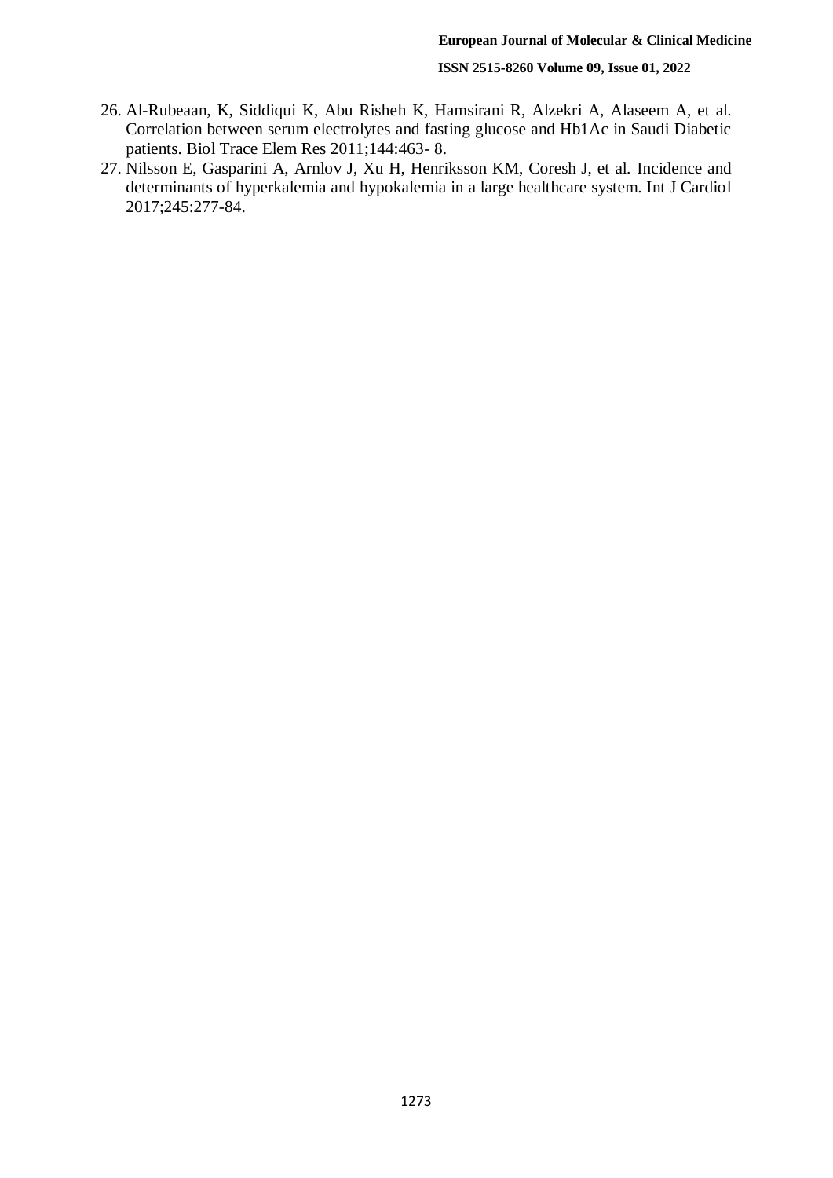26. Al-Rubeaan, K, Siddiqui K, Abu Risheh K, Hamsirani R, Alzekri A, Alaseem A, et al. Correlation between serum electrolytes and fasting glucose and Hb1Ac in Saudi Diabetic patients. Biol Trace Elem Res 2011;144:463- 8.
27. Nilsson E, Gasparini A, Arnlov J, Xu H, Henriksson KM, Coresh J, et al. Incidence and determinants of hyperkalemia and hypokalemia in a large healthcare system. Int J Cardiol 2017;245:277-84.